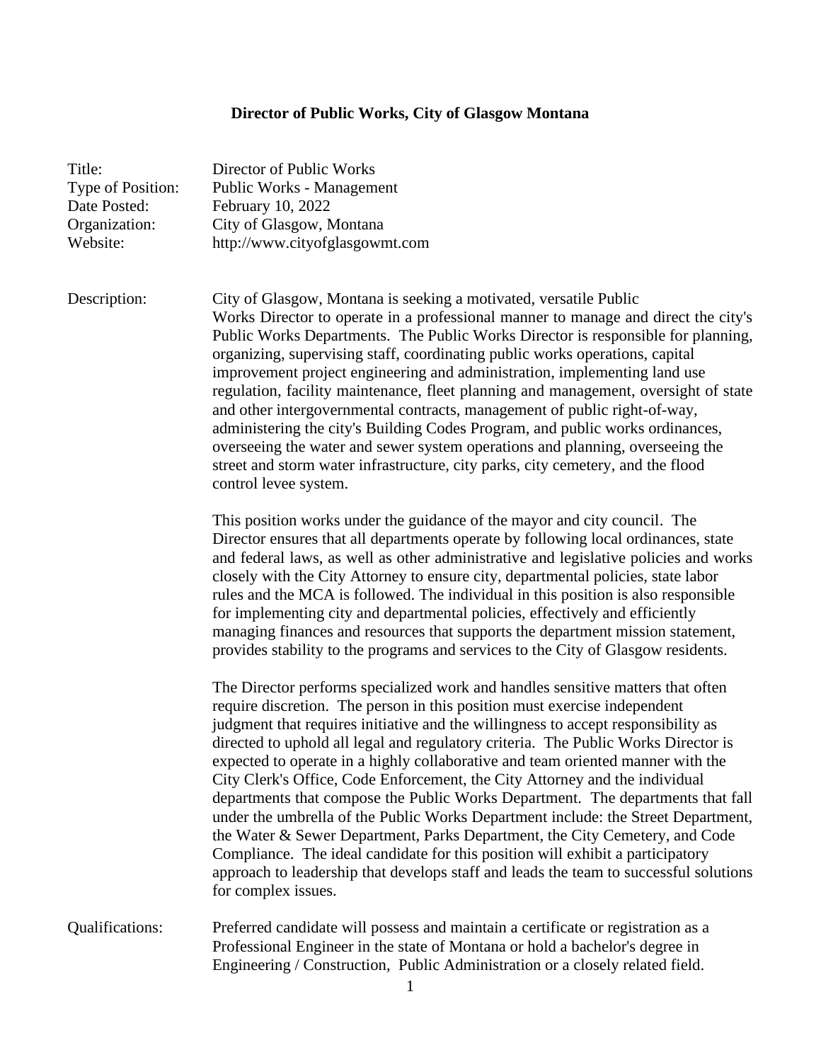# Director of Public Works, City of Glasgow Montana

| | |
|---|---|
| Title: | Director of Public Works |
| Type of Position: | Public Works - Management |
| Date Posted: | February 10, 2022 |
| Organization: | City of Glasgow, Montana |
| Website: | http://www.cityofglasgowmt.com |

**Description:**

City of Glasgow, Montana is seeking a motivated, versatile Public Works Director to operate in a professional manner to manage and direct the city's Public Works Departments. The Public Works Director is responsible for planning, organizing, supervising staff, coordinating public works operations, capital improvement project engineering and administration, implementing land use regulation, facility maintenance, fleet planning and management, oversight of state and other intergovernmental contracts, management of public right-of-way, administering the city's Building Codes Program, and public works ordinances, overseeing the water and sewer system operations and planning, overseeing the street and storm water infrastructure, city parks, city cemetery, and the flood control levee system.

This position works under the guidance of the mayor and city council. The Director ensures that all departments operate by following local ordinances, state and federal laws, as well as other administrative and legislative policies and works closely with the City Attorney to ensure city, departmental policies, state labor rules and the MCA is followed. The individual in this position is also responsible for implementing city and departmental policies, effectively and efficiently managing finances and resources that supports the department mission statement, provides stability to the programs and services to the City of Glasgow residents.

The Director performs specialized work and handles sensitive matters that often require discretion. The person in this position must exercise independent judgment that requires initiative and the willingness to accept responsibility as directed to uphold all legal and regulatory criteria. The Public Works Director is expected to operate in a highly collaborative and team oriented manner with the City Clerk's Office, Code Enforcement, the City Attorney and the individual departments that compose the Public Works Department. The departments that fall under the umbrella of the Public Works Department include: the Street Department, the Water & Sewer Department, Parks Department, the City Cemetery, and Code Compliance. The ideal candidate for this position will exhibit a participatory approach to leadership that develops staff and leads the team to successful solutions for complex issues.

**Qualifications:**

Preferred candidate will possess and maintain a certificate or registration as a Professional Engineer in the state of Montana or hold a bachelor's degree in Engineering / Construction, Public Administration or a closely related field.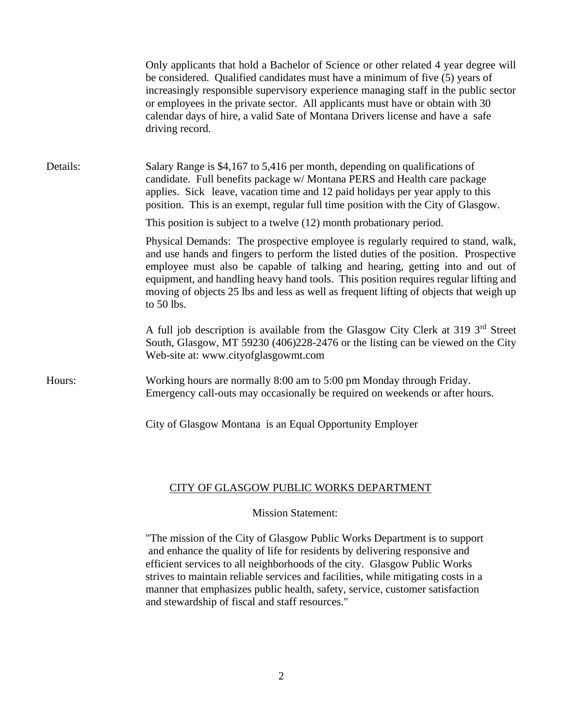Only applicants that hold a Bachelor of Science or other related 4 year degree will be considered. Qualified candidates must have a minimum of five (5) years of increasingly responsible supervisory experience managing staff in the public sector or employees in the private sector. All applicants must have or obtain with 30 calendar days of hire, a valid Sate of Montana Drivers license and have a safe driving record.

Details: Salary Range is $4,167 to 5,416 per month, depending on qualifications of candidate. Full benefits package w/ Montana PERS and Health care package applies. Sick leave, vacation time and 12 paid holidays per year apply to this position. This is an exempt, regular full time position with the City of Glasgow.

This position is subject to a twelve (12) month probationary period.

Physical Demands: The prospective employee is regularly required to stand, walk, and use hands and fingers to perform the listed duties of the position. Prospective employee must also be capable of talking and hearing, getting into and out of equipment, and handling heavy hand tools. This position requires regular lifting and moving of objects 25 lbs and less as well as frequent lifting of objects that weigh up to 50 lbs.

A full job description is available from the Glasgow City Clerk at 319 3rd Street South, Glasgow, MT 59230 (406)228-2476 or the listing can be viewed on the City Web-site at: www.cityofglasgowmt.com

Hours: Working hours are normally 8:00 am to 5:00 pm Monday through Friday. Emergency call-outs may occasionally be required on weekends or after hours.

City of Glasgow Montana is an Equal Opportunity Employer

## CITY OF GLASGOW PUBLIC WORKS DEPARTMENT

Mission Statement:

"The mission of the City of Glasgow Public Works Department is to support and enhance the quality of life for residents by delivering responsive and efficient services to all neighborhoods of the city. Glasgow Public Works strives to maintain reliable services and facilities, while mitigating costs in a manner that emphasizes public health, safety, service, customer satisfaction and stewardship of fiscal and staff resources."